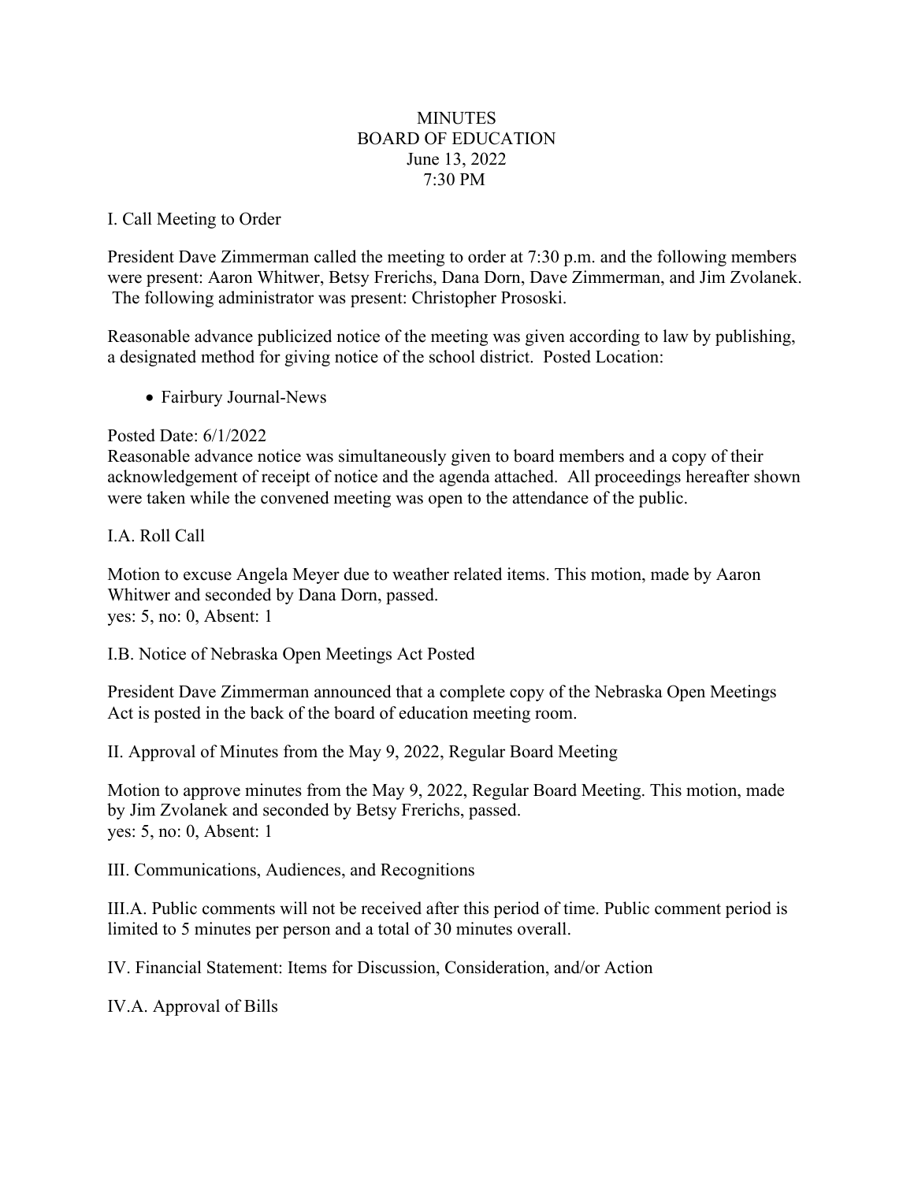# MINUTES
## BOARD OF EDUCATION
June 13, 2022
7:30 PM

I. Call Meeting to Order

President Dave Zimmerman called the meeting to order at 7:30 p.m. and the following members were present: Aaron Whitwer, Betsy Frerichs, Dana Dorn, Dave Zimmerman, and Jim Zvolanek. The following administrator was present: Christopher Prososki.

Reasonable advance publicized notice of the meeting was given according to law by publishing, a designated method for giving notice of the school district. Posted Location:

- Fairbury Journal-News

Posted Date: 6/1/2022
Reasonable advance notice was simultaneously given to board members and a copy of their acknowledgement of receipt of notice and the agenda attached. All proceedings hereafter shown were taken while the convened meeting was open to the attendance of the public.

I.A. Roll Call

Motion to excuse Angela Meyer due to weather related items. This motion, made by Aaron Whitwer and seconded by Dana Dorn, passed.
yes: 5, no: 0, Absent: 1

I.B. Notice of Nebraska Open Meetings Act Posted

President Dave Zimmerman announced that a complete copy of the Nebraska Open Meetings Act is posted in the back of the board of education meeting room.

II. Approval of Minutes from the May 9, 2022, Regular Board Meeting

Motion to approve minutes from the May 9, 2022, Regular Board Meeting. This motion, made by Jim Zvolanek and seconded by Betsy Frerichs, passed.
yes: 5, no: 0, Absent: 1

III. Communications, Audiences, and Recognitions

III.A. Public comments will not be received after this period of time. Public comment period is limited to 5 minutes per person and a total of 30 minutes overall.

IV. Financial Statement: Items for Discussion, Consideration, and/or Action

IV.A. Approval of Bills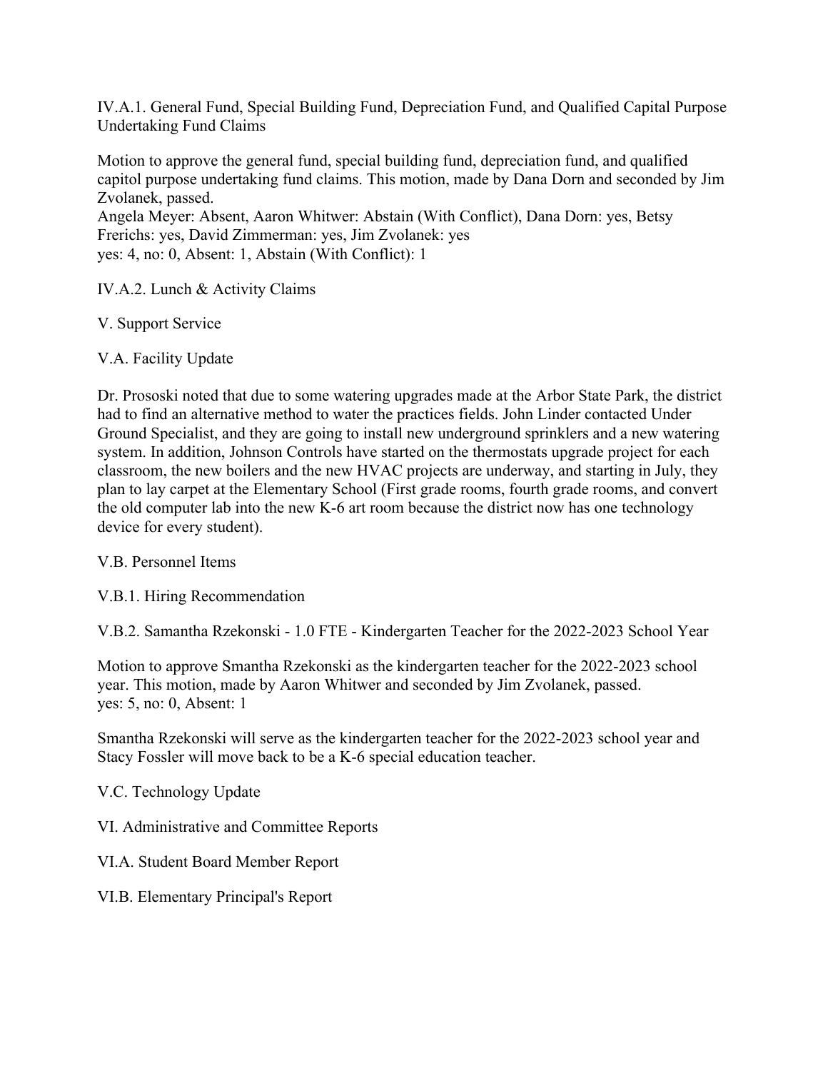IV.A.1. General Fund, Special Building Fund, Depreciation Fund, and Qualified Capital Purpose Undertaking Fund Claims

Motion to approve the general fund, special building fund, depreciation fund, and qualified capitol purpose undertaking fund claims. This motion, made by Dana Dorn and seconded by Jim Zvolanek, passed.
Angela Meyer: Absent, Aaron Whitwer: Abstain (With Conflict), Dana Dorn: yes, Betsy Frerichs: yes, David Zimmerman: yes, Jim Zvolanek: yes
yes: 4, no: 0, Absent: 1, Abstain (With Conflict): 1

IV.A.2. Lunch & Activity Claims

V. Support Service

V.A. Facility Update

Dr. Prososki noted that due to some watering upgrades made at the Arbor State Park, the district had to find an alternative method to water the practices fields. John Linder contacted Under Ground Specialist, and they are going to install new underground sprinklers and a new watering system. In addition, Johnson Controls have started on the thermostats upgrade project for each classroom, the new boilers and the new HVAC projects are underway, and starting in July, they plan to lay carpet at the Elementary School (First grade rooms, fourth grade rooms, and convert the old computer lab into the new K-6 art room because the district now has one technology device for every student).

V.B. Personnel Items

V.B.1. Hiring Recommendation

V.B.2. Samantha Rzekonski - 1.0 FTE - Kindergarten Teacher for the 2022-2023 School Year

Motion to approve Smantha Rzekonski as the kindergarten teacher for the 2022-2023 school year. This motion, made by Aaron Whitwer and seconded by Jim Zvolanek, passed.
yes: 5, no: 0, Absent: 1

Smantha Rzekonski will serve as the kindergarten teacher for the 2022-2023 school year and Stacy Fossler will move back to be a K-6 special education teacher.

V.C. Technology Update

VI. Administrative and Committee Reports

VI.A. Student Board Member Report

VI.B. Elementary Principal's Report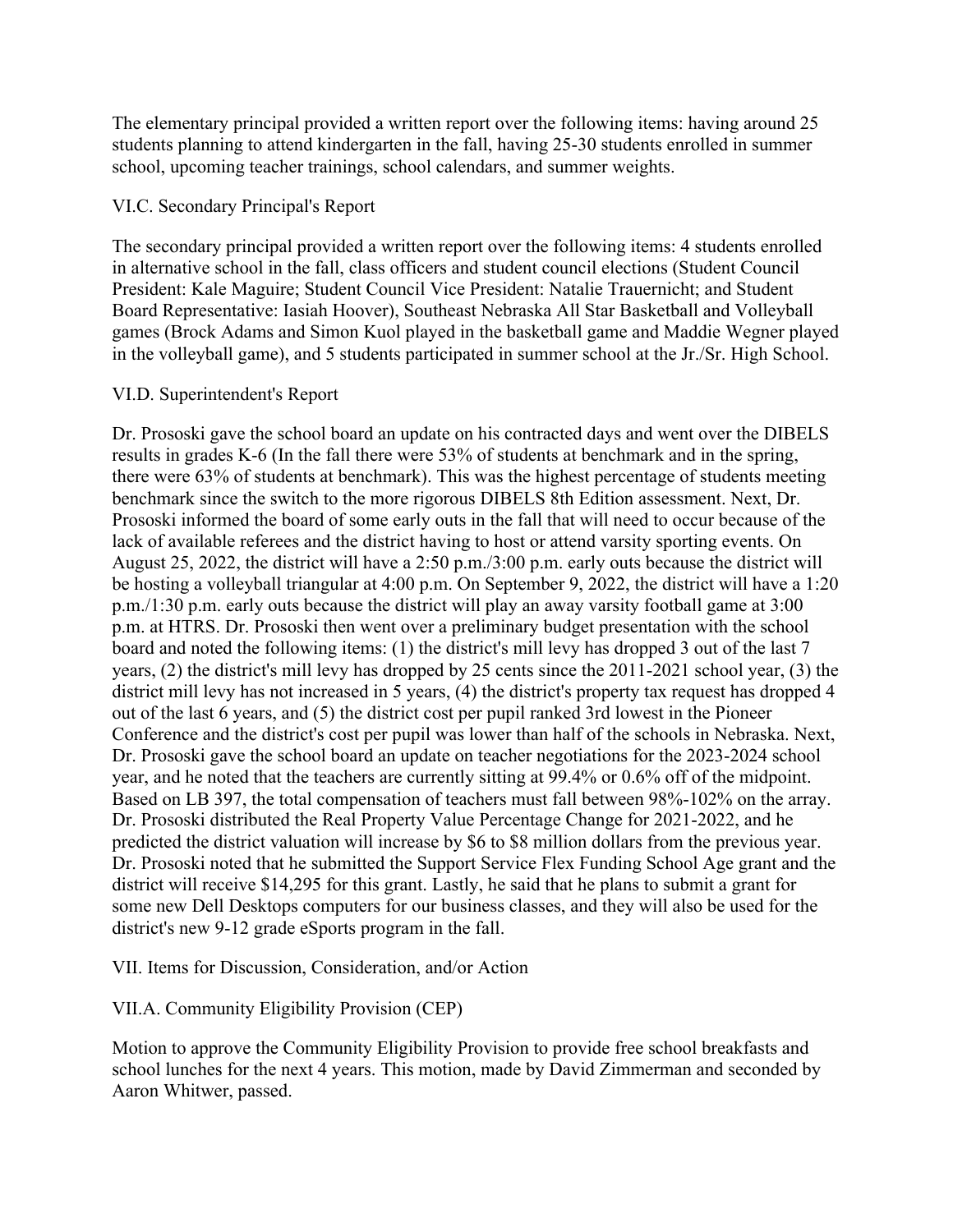The elementary principal provided a written report over the following items: having around 25 students planning to attend kindergarten in the fall, having 25-30 students enrolled in summer school, upcoming teacher trainings, school calendars, and summer weights.

VI.C. Secondary Principal's Report

The secondary principal provided a written report over the following items: 4 students enrolled in alternative school in the fall, class officers and student council elections (Student Council President: Kale Maguire; Student Council Vice President: Natalie Trauernicht; and Student Board Representative: Iasiah Hoover), Southeast Nebraska All Star Basketball and Volleyball games (Brock Adams and Simon Kuol played in the basketball game and Maddie Wegner played in the volleyball game), and 5 students participated in summer school at the Jr./Sr. High School.

VI.D. Superintendent's Report

Dr. Prososki gave the school board an update on his contracted days and went over the DIBELS results in grades K-6 (In the fall there were 53% of students at benchmark and in the spring, there were 63% of students at benchmark). This was the highest percentage of students meeting benchmark since the switch to the more rigorous DIBELS 8th Edition assessment. Next, Dr. Prososki informed the board of some early outs in the fall that will need to occur because of the lack of available referees and the district having to host or attend varsity sporting events. On August 25, 2022, the district will have a 2:50 p.m./3:00 p.m. early outs because the district will be hosting a volleyball triangular at 4:00 p.m. On September 9, 2022, the district will have a 1:20 p.m./1:30 p.m. early outs because the district will play an away varsity football game at 3:00 p.m. at HTRS. Dr. Prososki then went over a preliminary budget presentation with the school board and noted the following items: (1) the district's mill levy has dropped 3 out of the last 7 years, (2) the district's mill levy has dropped by 25 cents since the 2011-2021 school year, (3) the district mill levy has not increased in 5 years, (4) the district's property tax request has dropped 4 out of the last 6 years, and (5) the district cost per pupil ranked 3rd lowest in the Pioneer Conference and the district's cost per pupil was lower than half of the schools in Nebraska. Next, Dr. Prososki gave the school board an update on teacher negotiations for the 2023-2024 school year, and he noted that the teachers are currently sitting at 99.4% or 0.6% off of the midpoint. Based on LB 397, the total compensation of teachers must fall between 98%-102% on the array. Dr. Prososki distributed the Real Property Value Percentage Change for 2021-2022, and he predicted the district valuation will increase by $6 to $8 million dollars from the previous year. Dr. Prososki noted that he submitted the Support Service Flex Funding School Age grant and the district will receive $14,295 for this grant. Lastly, he said that he plans to submit a grant for some new Dell Desktops computers for our business classes, and they will also be used for the district's new 9-12 grade eSports program in the fall.

VII. Items for Discussion, Consideration, and/or Action

VII.A. Community Eligibility Provision (CEP)

Motion to approve the Community Eligibility Provision to provide free school breakfasts and school lunches for the next 4 years. This motion, made by David Zimmerman and seconded by Aaron Whitwer, passed.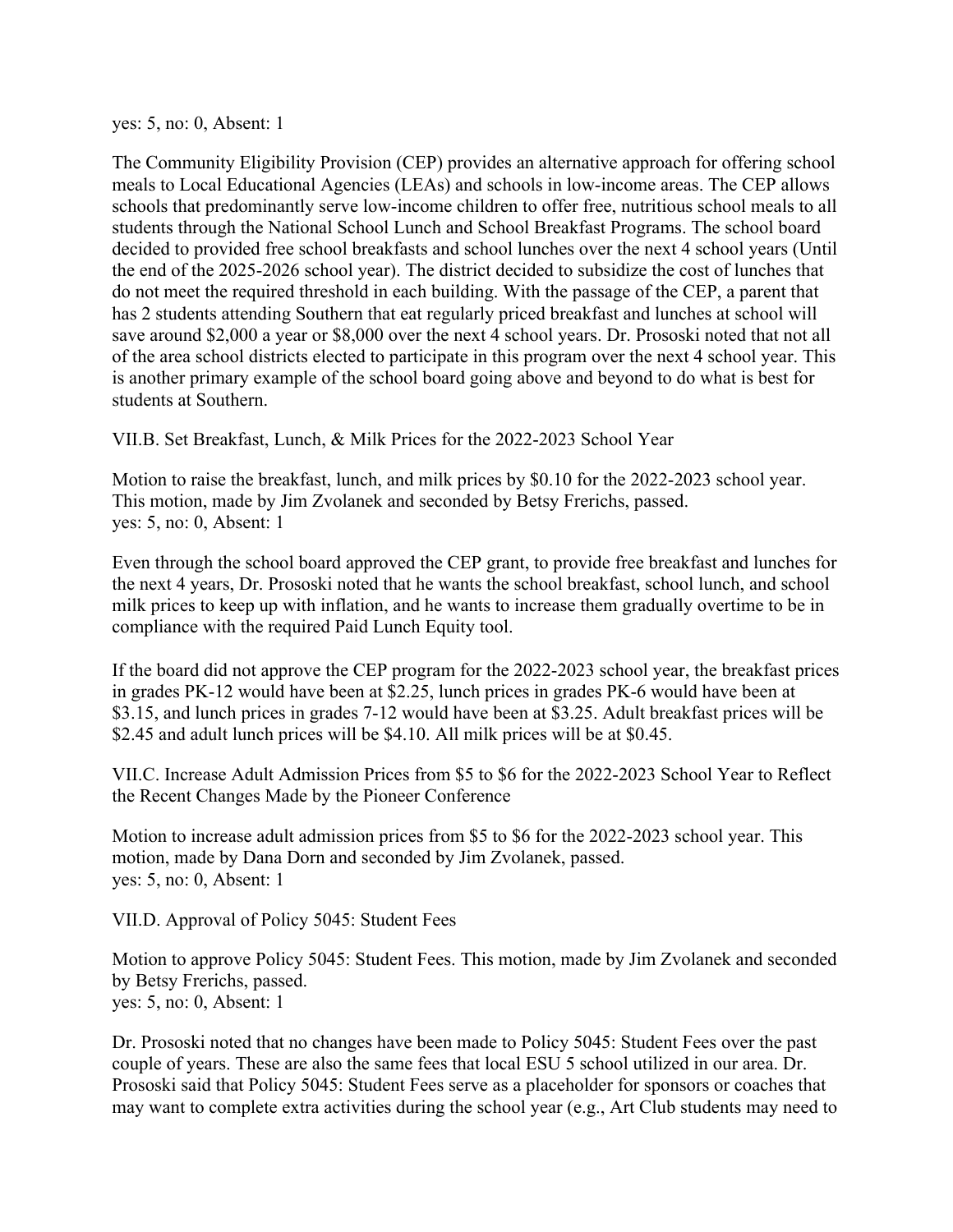yes: 5, no: 0, Absent: 1

The Community Eligibility Provision (CEP) provides an alternative approach for offering school meals to Local Educational Agencies (LEAs) and schools in low-income areas. The CEP allows schools that predominantly serve low-income children to offer free, nutritious school meals to all students through the National School Lunch and School Breakfast Programs. The school board decided to provided free school breakfasts and school lunches over the next 4 school years (Until the end of the 2025-2026 school year). The district decided to subsidize the cost of lunches that do not meet the required threshold in each building. With the passage of the CEP, a parent that has 2 students attending Southern that eat regularly priced breakfast and lunches at school will save around $2,000 a year or $8,000 over the next 4 school years. Dr. Prososki noted that not all of the area school districts elected to participate in this program over the next 4 school year. This is another primary example of the school board going above and beyond to do what is best for students at Southern.

VII.B. Set Breakfast, Lunch, & Milk Prices for the 2022-2023 School Year

Motion to raise the breakfast, lunch, and milk prices by $0.10 for the 2022-2023 school year. This motion, made by Jim Zvolanek and seconded by Betsy Frerichs, passed.
yes: 5, no: 0, Absent: 1

Even through the school board approved the CEP grant, to provide free breakfast and lunches for the next 4 years, Dr. Prososki noted that he wants the school breakfast, school lunch, and school milk prices to keep up with inflation, and he wants to increase them gradually overtime to be in compliance with the required Paid Lunch Equity tool.

If the board did not approve the CEP program for the 2022-2023 school year, the breakfast prices in grades PK-12 would have been at $2.25, lunch prices in grades PK-6 would have been at $3.15, and lunch prices in grades 7-12 would have been at $3.25. Adult breakfast prices will be $2.45 and adult lunch prices will be $4.10. All milk prices will be at $0.45.

VII.C. Increase Adult Admission Prices from $5 to $6 for the 2022-2023 School Year to Reflect the Recent Changes Made by the Pioneer Conference

Motion to increase adult admission prices from $5 to $6 for the 2022-2023 school year. This motion, made by Dana Dorn and seconded by Jim Zvolanek, passed.
yes: 5, no: 0, Absent: 1

VII.D. Approval of Policy 5045: Student Fees

Motion to approve Policy 5045: Student Fees. This motion, made by Jim Zvolanek and seconded by Betsy Frerichs, passed.
yes: 5, no: 0, Absent: 1

Dr. Prososki noted that no changes have been made to Policy 5045: Student Fees over the past couple of years. These are also the same fees that local ESU 5 school utilized in our area. Dr. Prososki said that Policy 5045: Student Fees serve as a placeholder for sponsors or coaches that may want to complete extra activities during the school year (e.g., Art Club students may need to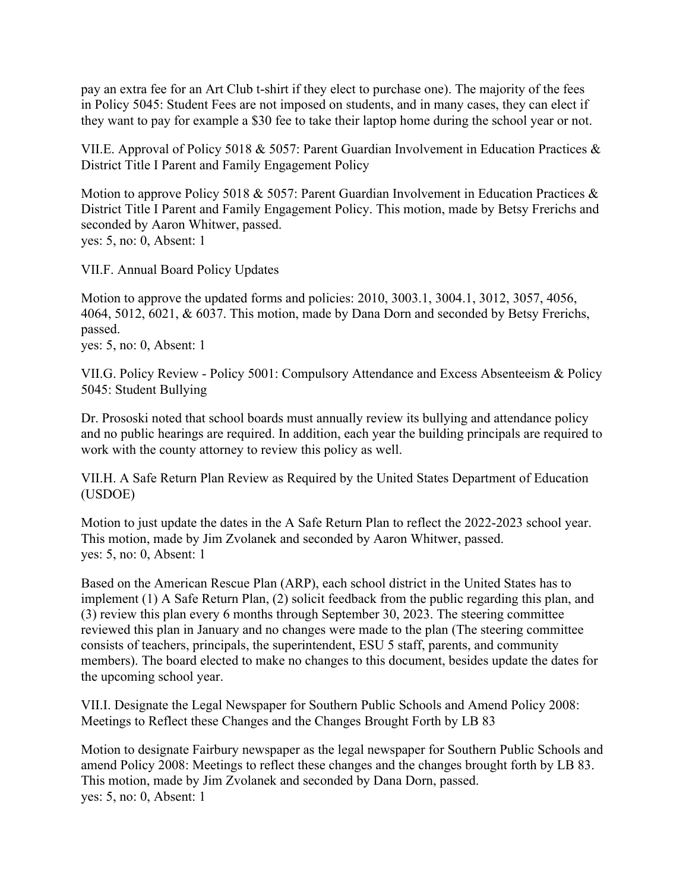pay an extra fee for an Art Club t-shirt if they elect to purchase one). The majority of the fees in Policy 5045: Student Fees are not imposed on students, and in many cases, they can elect if they want to pay for example a $30 fee to take their laptop home during the school year or not.

VII.E. Approval of Policy 5018 & 5057: Parent Guardian Involvement in Education Practices & District Title I Parent and Family Engagement Policy

Motion to approve Policy 5018 & 5057: Parent Guardian Involvement in Education Practices & District Title I Parent and Family Engagement Policy. This motion, made by Betsy Frerichs and seconded by Aaron Whitwer, passed.
yes: 5, no: 0, Absent: 1

VII.F. Annual Board Policy Updates

Motion to approve the updated forms and policies: 2010, 3003.1, 3004.1, 3012, 3057, 4056, 4064, 5012, 6021, & 6037. This motion, made by Dana Dorn and seconded by Betsy Frerichs, passed.
yes: 5, no: 0, Absent: 1

VII.G. Policy Review - Policy 5001: Compulsory Attendance and Excess Absenteeism & Policy 5045: Student Bullying

Dr. Prososki noted that school boards must annually review its bullying and attendance policy and no public hearings are required. In addition, each year the building principals are required to work with the county attorney to review this policy as well.

VII.H. A Safe Return Plan Review as Required by the United States Department of Education (USDOE)

Motion to just update the dates in the A Safe Return Plan to reflect the 2022-2023 school year. This motion, made by Jim Zvolanek and seconded by Aaron Whitwer, passed.
yes: 5, no: 0, Absent: 1

Based on the American Rescue Plan (ARP), each school district in the United States has to implement (1) A Safe Return Plan, (2) solicit feedback from the public regarding this plan, and (3) review this plan every 6 months through September 30, 2023. The steering committee reviewed this plan in January and no changes were made to the plan (The steering committee consists of teachers, principals, the superintendent, ESU 5 staff, parents, and community members). The board elected to make no changes to this document, besides update the dates for the upcoming school year.

VII.I. Designate the Legal Newspaper for Southern Public Schools and Amend Policy 2008: Meetings to Reflect these Changes and the Changes Brought Forth by LB 83

Motion to designate Fairbury newspaper as the legal newspaper for Southern Public Schools and amend Policy 2008: Meetings to reflect these changes and the changes brought forth by LB 83. This motion, made by Jim Zvolanek and seconded by Dana Dorn, passed.
yes: 5, no: 0, Absent: 1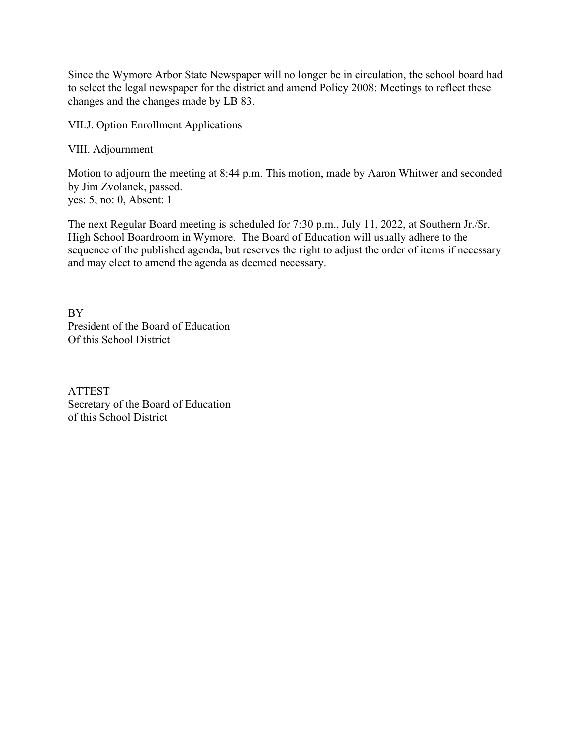Since the Wymore Arbor State Newspaper will no longer be in circulation, the school board had to select the legal newspaper for the district and amend Policy 2008: Meetings to reflect these changes and the changes made by LB 83.

VII.J. Option Enrollment Applications

VIII. Adjournment

Motion to adjourn the meeting at 8:44 p.m. This motion, made by Aaron Whitwer and seconded by Jim Zvolanek, passed.
yes: 5, no: 0, Absent: 1

The next Regular Board meeting is scheduled for 7:30 p.m., July 11, 2022, at Southern Jr./Sr. High School Boardroom in Wymore. The Board of Education will usually adhere to the sequence of the published agenda, but reserves the right to adjust the order of items if necessary and may elect to amend the agenda as deemed necessary.

BY
President of the Board of Education
Of this School District

ATTEST
Secretary of the Board of Education
of this School District